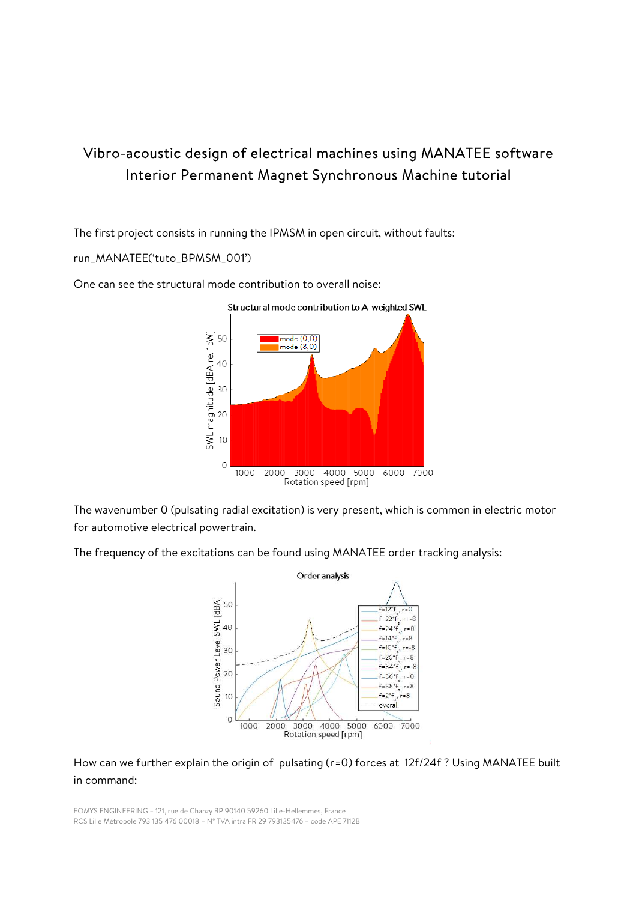# Vibro-acoustic design of electrical machines using MANATEE software
## Interior Permanent Magnet Synchronous Machine tutorial

The first project consists in running the IPMSM in open circuit, without faults:

run_MANATEE('tuto_BPMSM_001')

One can see the structural mode contribution to overall noise:

The wavenumber 0 (pulsating radial excitation) is very present, which is common in electric motor for automotive electrical powertrain.

The frequency of the excitations can be found using MANATEE order tracking analysis:

How can we further explain the origin of pulsating (r=0) forces at 12f/24f ? Using MANATEE built in command: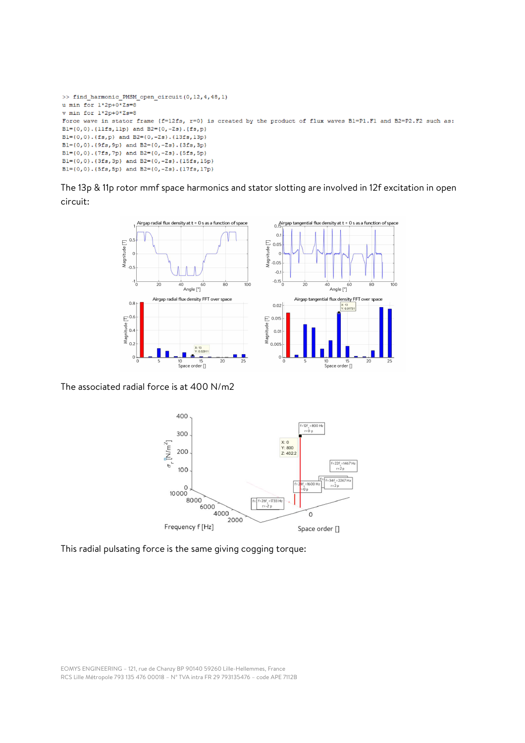```
>> find_harmonic_PMSM_open_circuit(0,12,4,48,1)
u min for 1*2p+0*Zs=8
v min for 1*2p+0*Zs=8
Force wave in stator frame {f=12fs, r=0} is created by the product of flux waves B1=P1.F1 and B2=P2.F2 such as:
B1={0,0}.{11fs,11p} and B2={0,-Zs}.{fs,p}
B1={0,0}.{fs,p} and B2={0,-Zs}.{13fs,13p}
B1={0,0}.{9fs,9p} and B2={0,-Zs}.{3fs,3p}
B1={0,0}.{7fs,7p} and B2={0,-Zs}.{5fs,5p}
B1={0,0}.{3fs,3p} and B2={0,-Zs}.{15fs,15p}
B1={0,0}.{5fs,5p} and B2={0,-Zs}.{17fs,17p}
```

The 13p & 11p rotor mmf space harmonics and stator slotting are involved in 12f excitation in open circuit:

The associated radial force is at 400 N/m2

This radial pulsating force is the same giving cogging torque: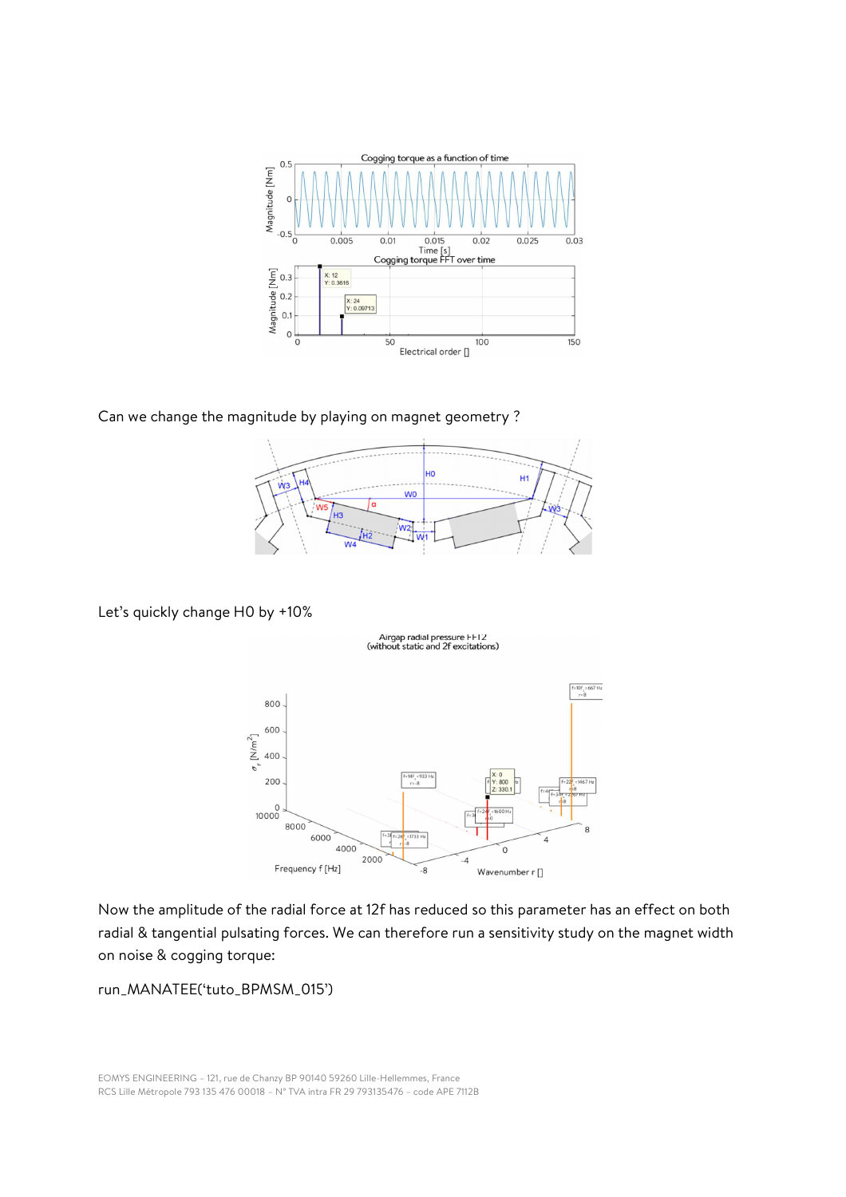Can we change the magnitude by playing on magnet geometry ?

Let's quickly change H0 by +10%

Now the amplitude of the radial force at 12f has reduced so this parameter has an effect on both radial & tangential pulsating forces. We can therefore run a sensitivity study on the magnet width on noise & cogging torque:

run_MANATEE('tuto_BPMSM_015')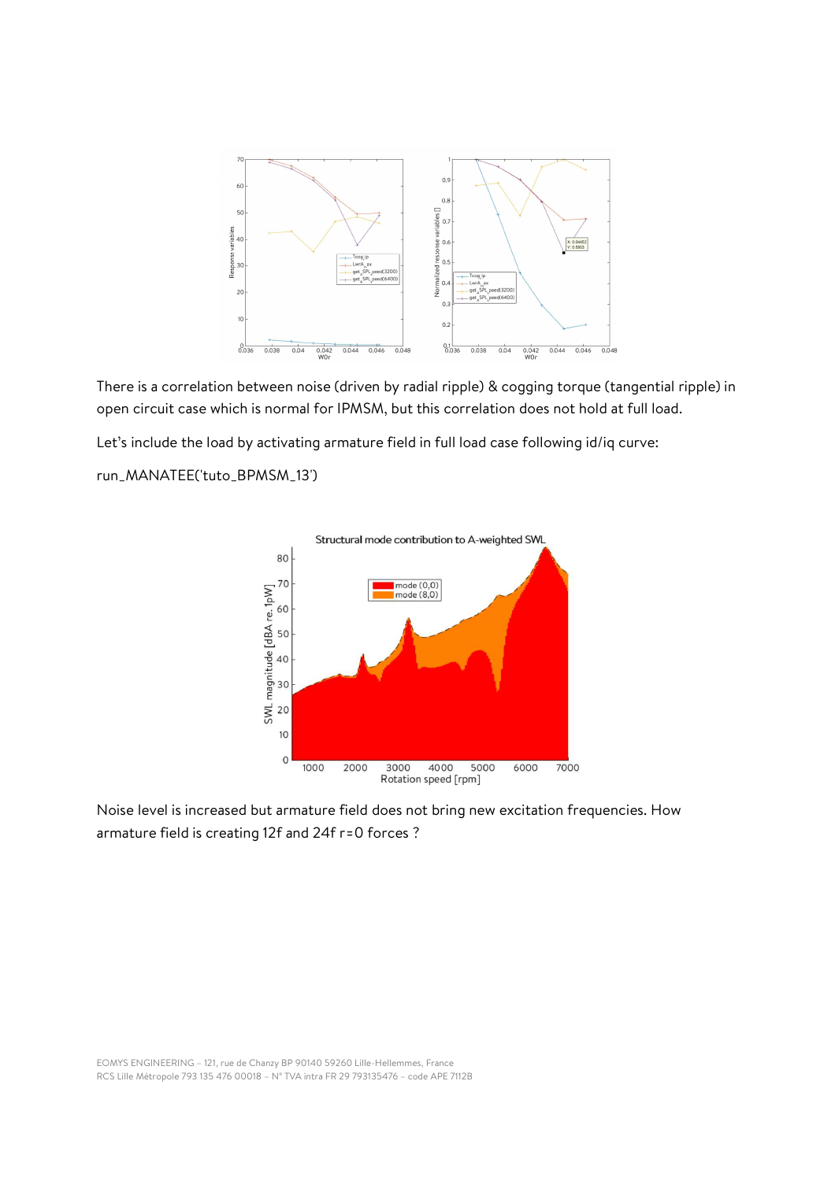There is a correlation between noise (driven by radial ripple) & cogging torque (tangential ripple) in open circuit case which is normal for IPMSM, but this correlation does not hold at full load.

Let's include the load by activating armature field in full load case following id/iq curve:

run_MANATEE('tuto_BPMSM_13')

Noise level is increased but armature field does not bring new excitation frequencies. How armature field is creating 12f and 24f r=0 forces ?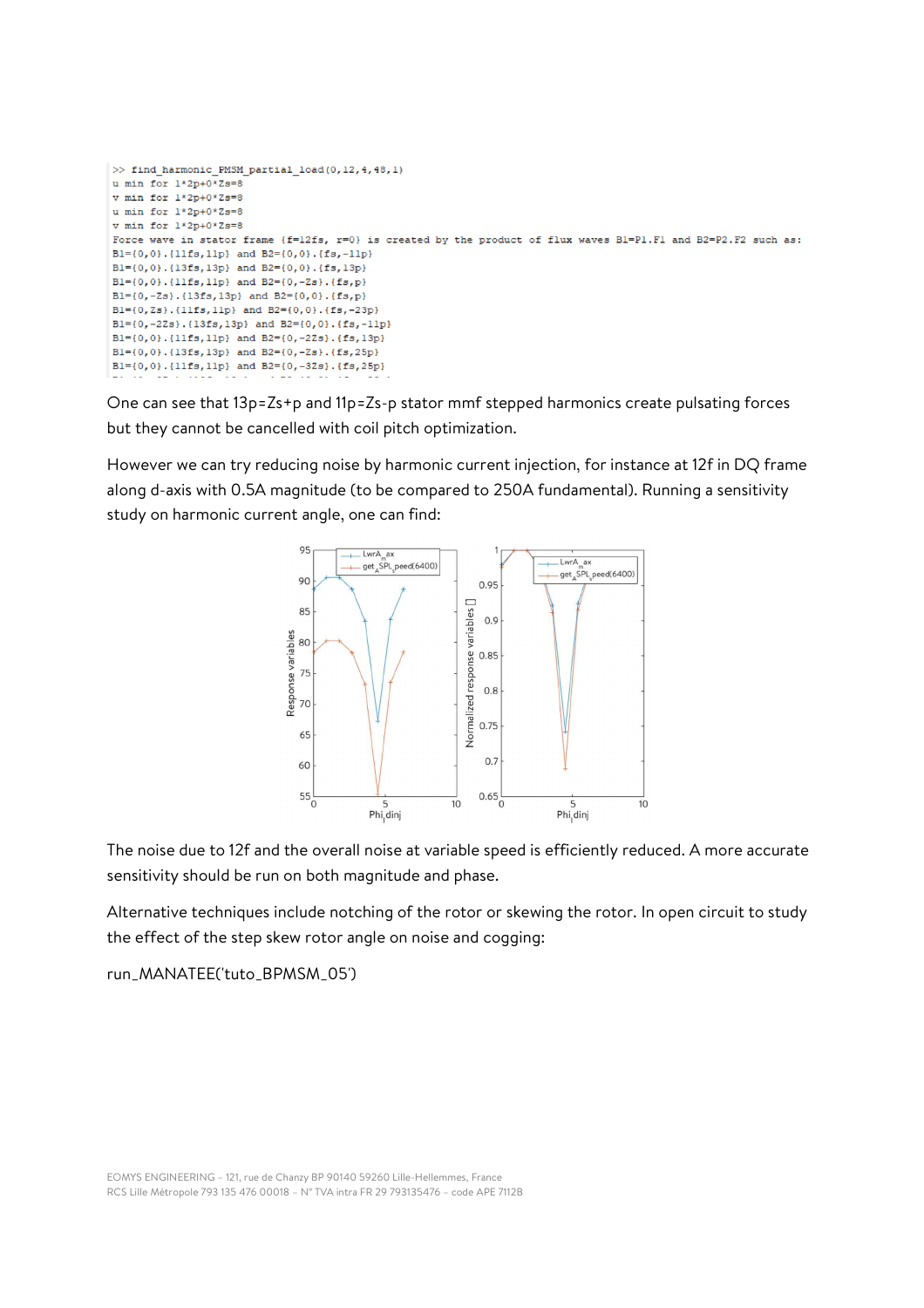```
>> find_harmonic_PMSM_partial_load(0,12,4,48,1)
u min for 1*2p+0*Zs=8
v min for 1*2p+0*Zs=8
u min for 1*2p+0*Zs=8
v min for 1*2p+0*Zs=8
Force wave in stator frame {f=12fs, r=0} is created by the product of flux waves B1=P1.F1 and B2=P2.F2 such as:
B1={0,0}.{11fs,11p} and B2={0,0}.{fs,-11p}
B1={0,0}.{13fs,13p} and B2={0,0}.{fs,13p}
B1={0,0}.{11fs,11p} and B2={0,-Zs}.{fs,p}
B1={0,-Zs}.{13fs,13p} and B2={0,0}.{fs,p}
B1={0,Zs}.{11fs,11p} and B2={0,0}.{fs,-23p}
B1={0,-2Zs}.{13fs,13p} and B2={0,0}.{fs,-11p}
B1={0,0}.{11fs,11p} and B2={0,-2Zs}.{fs,13p}
B1={0,0}.{13fs,13p} and B2={0,-Zs}.{fs,25p}
B1={0,0}.{11fs,11p} and B2={0,-3Zs}.{fs,25p}
```

One can see that 13p=Zs+p and 11p=Zs-p stator mmf stepped harmonics create pulsating forces but they cannot be cancelled with coil pitch optimization.

However we can try reducing noise by harmonic current injection, for instance at 12f in DQ frame along d-axis with 0.5A magnitude (to be compared to 250A fundamental). Running a sensitivity study on harmonic current angle, one can find:

The noise due to 12f and the overall noise at variable speed is efficiently reduced. A more accurate sensitivity should be run on both magnitude and phase.

Alternative techniques include notching of the rotor or skewing the rotor. In open circuit to study the effect of the step skew rotor angle on noise and cogging:

run_MANATEE('tuto_BPMSM_05')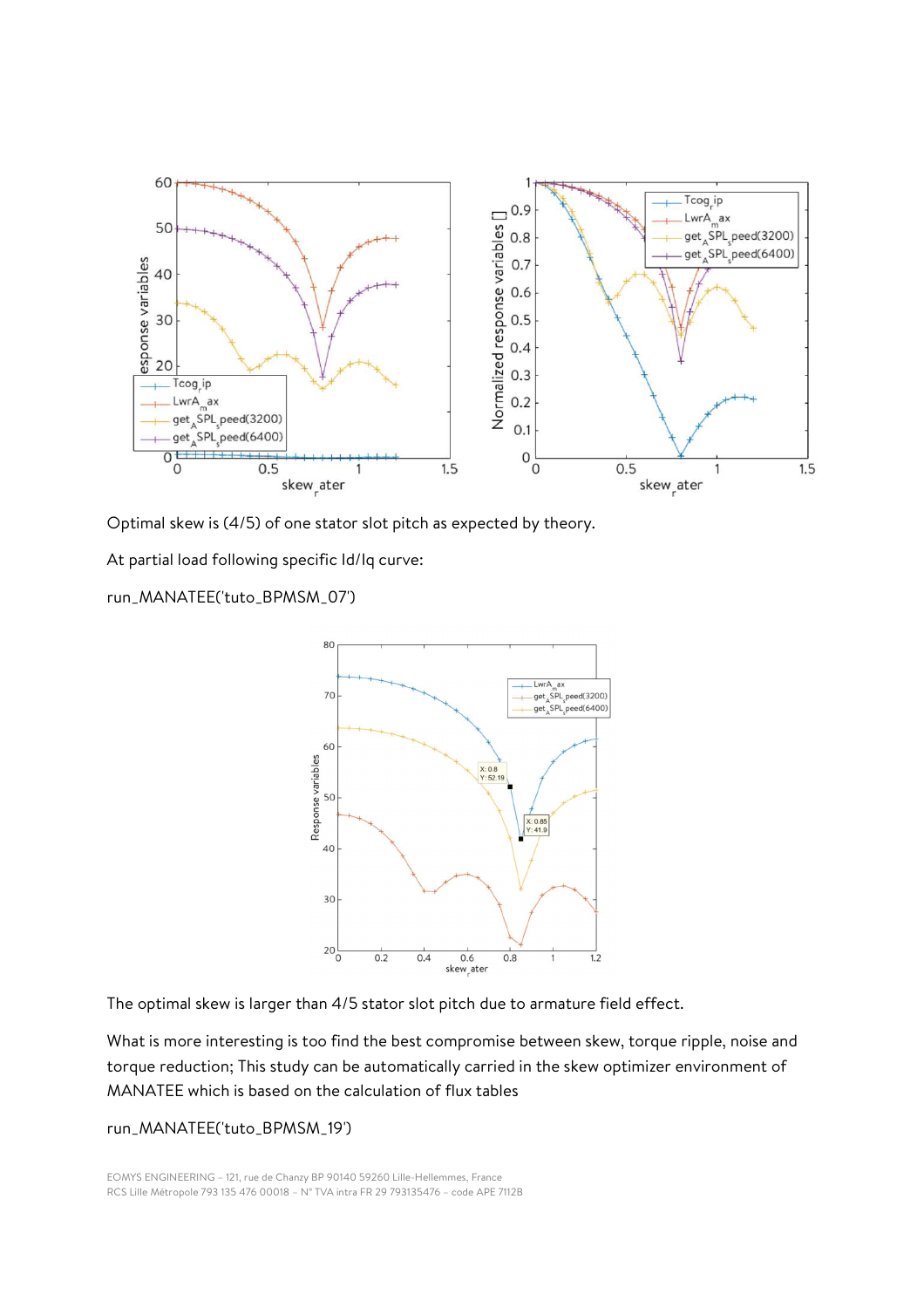Optimal skew is (4/5) of one stator slot pitch as expected by theory.

At partial load following specific Id/Iq curve:

run_MANATEE('tuto_BPMSM_07')

The optimal skew is larger than 4/5 stator slot pitch due to armature field effect.

What is more interesting is too find the best compromise between skew, torque ripple, noise and torque reduction; This study can be automatically carried in the skew optimizer environment of MANATEE which is based on the calculation of flux tables

run_MANATEE('tuto_BPMSM_19')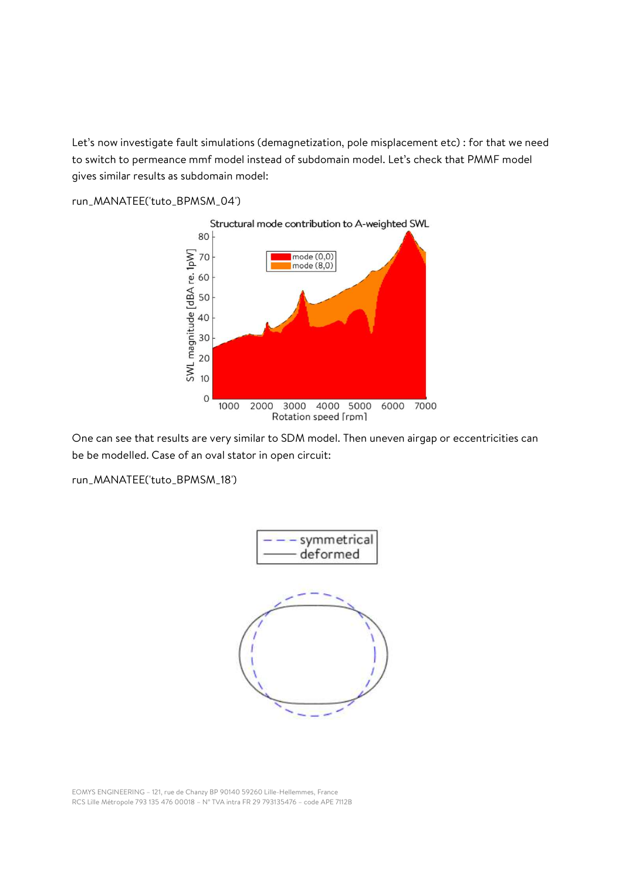Let's now investigate fault simulations (demagnetization, pole misplacement etc) : for that we need to switch to permeance mmf model instead of subdomain model. Let's check that PMMF model gives similar results as subdomain model:

run_MANATEE('tuto_BPMSM_04')

One can see that results are very similar to SDM model. Then uneven airgap or eccentricities can be be modelled. Case of an oval stator in open circuit:

run_MANATEE('tuto_BPMSM_18')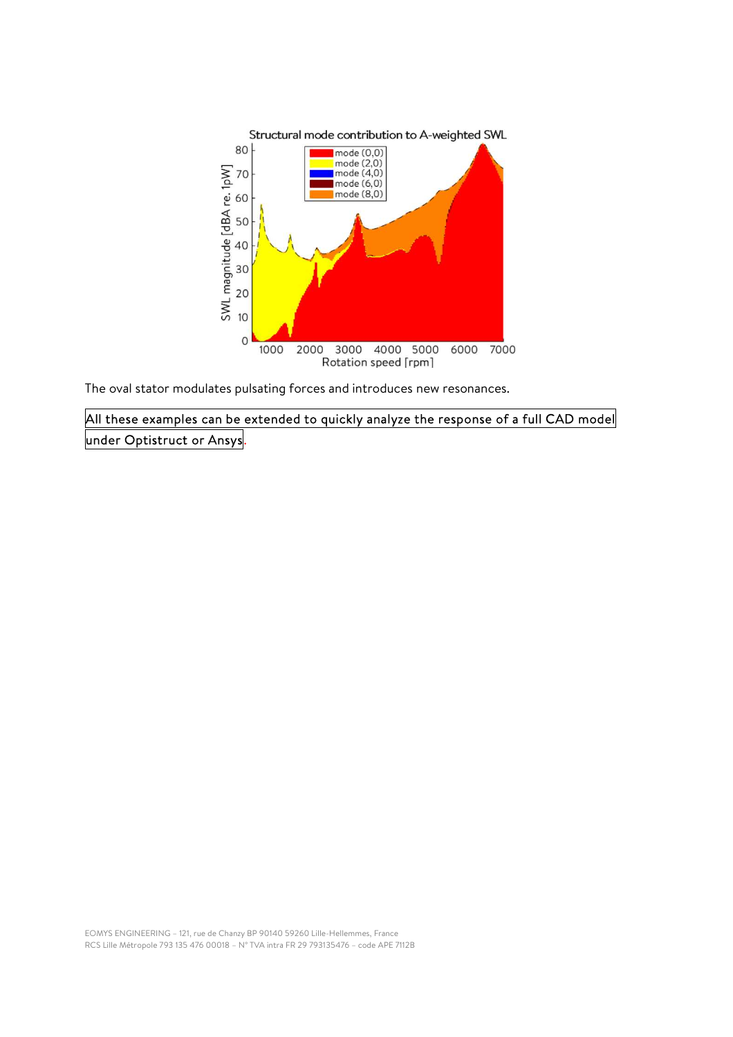Structural mode contribution to A-weighted SWL

SWL magnitude [dBA re. 1pW]

80
70
60
50
40
30
20
10
0

1000 2000 3000 4000 5000 6000 7000

Rotation speed [rpm]

mode (0,0)
mode (2,0)
mode (4,0)
mode (6,0)
mode (8,0)

The oval stator modulates pulsating forces and introduces new resonances.

All these examples can be extended to quickly analyze the response of a full CAD model under Optistruct or Ansys.